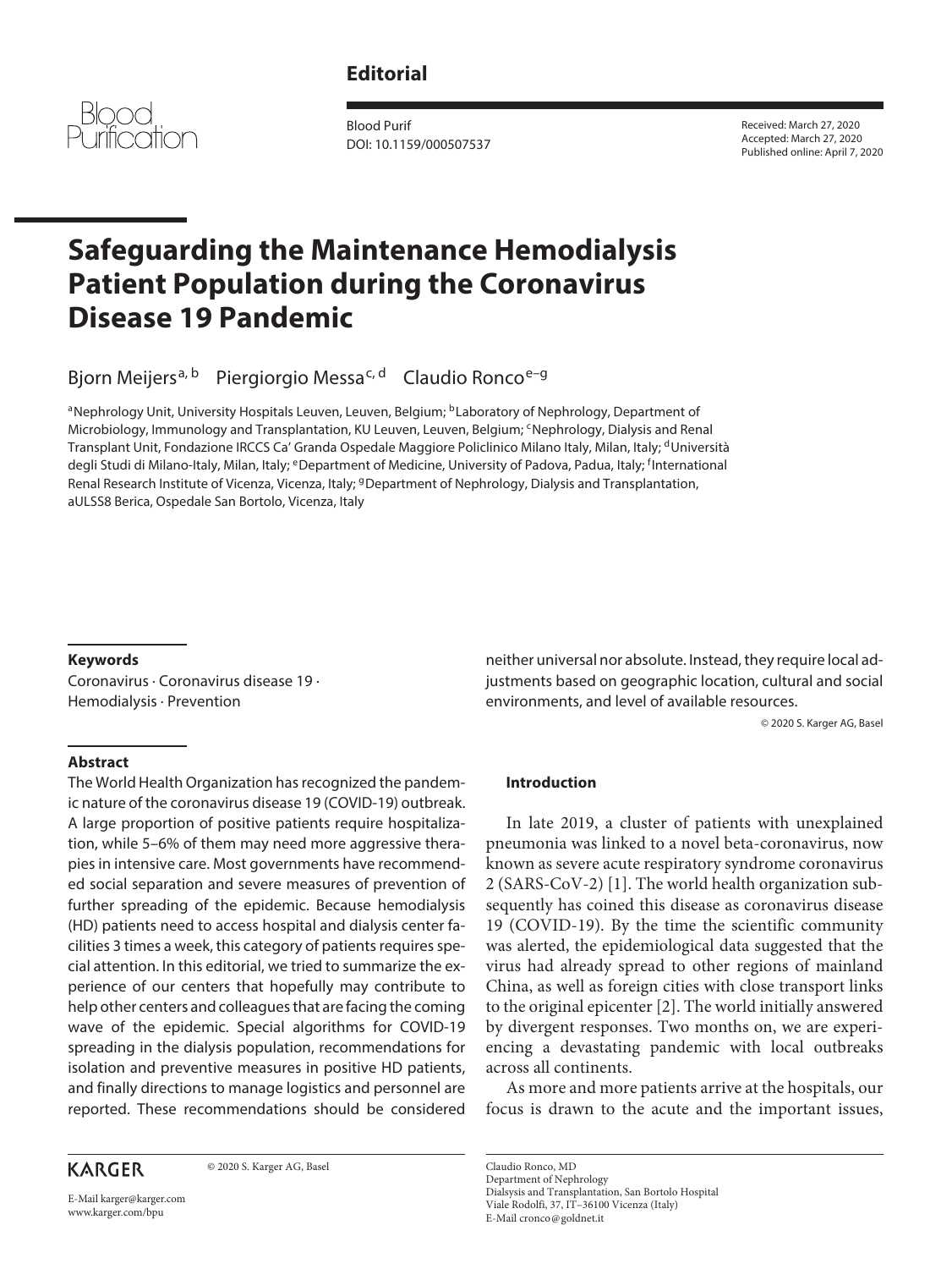Editorial

Received: March 27, 2020
Accepted: March 27, 2020
Published online: April 7, 2020

Blood Purif
DOI: 10.1159/000507537

# Safeguarding the Maintenance Hemodialysis Patient Population during the Coronavirus Disease 19 Pandemic

Bjorn Meijers[a, b] Piergiorgio Messa[c, d] Claudio Ronco[e–g]

[a]Nephrology Unit, University Hospitals Leuven, Leuven, Belgium; [b]Laboratory of Nephrology, Department of Microbiology, Immunology and Transplantation, KU Leuven, Leuven, Belgium; [c]Nephrology, Dialysis and Renal Transplant Unit, Fondazione IRCCS Ca' Granda Ospedale Maggiore Policlinico Milano Italy, Milan, Italy; [d]Università degli Studi di Milano-Italy, Milan, Italy; [e]Department of Medicine, University of Padova, Padua, Italy; [f]International Renal Research Institute of Vicenza, Vicenza, Italy; [g]Department of Nephrology, Dialysis and Transplantation, aULSS8 Berica, Ospedale San Bortolo, Vicenza, Italy

### Keywords

Coronavirus · Coronavirus disease 19 · Hemodialysis · Prevention

### Abstract

The World Health Organization has recognized the pandemic nature of the coronavirus disease 19 (COVID-19) outbreak. A large proportion of positive patients require hospitalization, while 5–6% of them may need more aggressive therapies in intensive care. Most governments have recommended social separation and severe measures of prevention of further spreading of the epidemic. Because hemodialysis (HD) patients need to access hospital and dialysis center facilities 3 times a week, this category of patients requires special attention. In this editorial, we tried to summarize the experience of our centers that hopefully may contribute to help other centers and colleagues that are facing the coming wave of the epidemic. Special algorithms for COVID-19 spreading in the dialysis population, recommendations for isolation and preventive measures in positive HD patients, and finally directions to manage logistics and personnel are reported. These recommendations should be considered neither universal nor absolute. Instead, they require local adjustments based on geographic location, cultural and social environments, and level of available resources.

© 2020 S. Karger AG, Basel

## Introduction

In late 2019, a cluster of patients with unexplained pneumonia was linked to a novel beta-coronavirus, now known as severe acute respiratory syndrome coronavirus 2 (SARS-CoV-2) [1]. The world health organization subsequently has coined this disease as coronavirus disease 19 (COVID-19). By the time the scientific community was alerted, the epidemiological data suggested that the virus had already spread to other regions of mainland China, as well as foreign cities with close transport links to the original epicenter [2]. The world initially answered by divergent responses. Two months on, we are experiencing a devastating pandemic with local outbreaks across all continents.

As more and more patients arrive at the hospitals, our focus is drawn to the acute and the important issues,

KARGER

© 2020 S. Karger AG, Basel

E-Mail karger@karger.com
www.karger.com/bpu

Claudio Ronco, MD
Department of Nephrology
Dialsysis and Transplantation, San Bortolo Hospital
Viale Rodolfi, 37, IT–36100 Vicenza (Italy)
E-Mail cronco@goldnet.it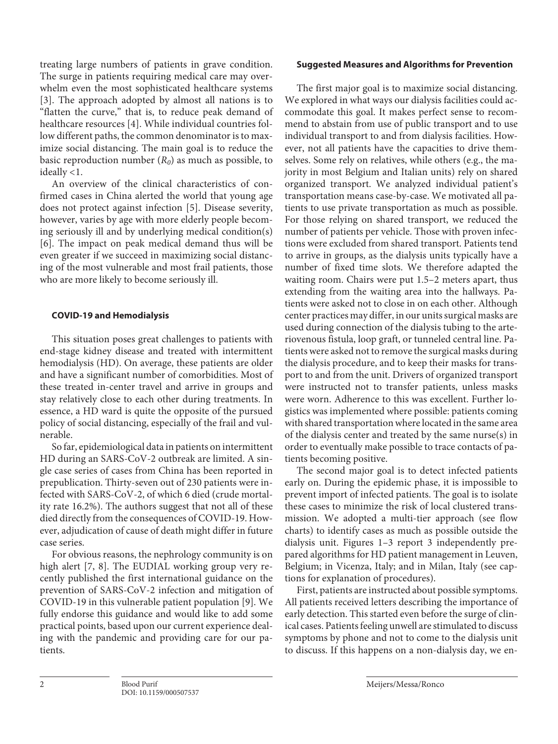treating large numbers of patients in grave condition. The surge in patients requiring medical care may overwhelm even the most sophisticated healthcare systems [3]. The approach adopted by almost all nations is to "flatten the curve," that is, to reduce peak demand of healthcare resources [4]. While individual countries follow different paths, the common denominator is to maximize social distancing. The main goal is to reduce the basic reproduction number ($R_0$) as much as possible, to ideally <1.

An overview of the clinical characteristics of confirmed cases in China alerted the world that young age does not protect against infection [5]. Disease severity, however, varies by age with more elderly people becoming seriously ill and by underlying medical condition(s) [6]. The impact on peak medical demand thus will be even greater if we succeed in maximizing social distancing of the most vulnerable and most frail patients, those who are more likely to become seriously ill.

### COVID-19 and Hemodialysis

This situation poses great challenges to patients with end-stage kidney disease and treated with intermittent hemodialysis (HD). On average, these patients are older and have a significant number of comorbidities. Most of these treated in-center travel and arrive in groups and stay relatively close to each other during treatments. In essence, a HD ward is quite the opposite of the pursued policy of social distancing, especially of the frail and vulnerable.

So far, epidemiological data in patients on intermittent HD during an SARS-CoV-2 outbreak are limited. A single case series of cases from China has been reported in prepublication. Thirty-seven out of 230 patients were infected with SARS-CoV-2, of which 6 died (crude mortality rate 16.2%). The authors suggest that not all of these died directly from the consequences of COVID-19. However, adjudication of cause of death might differ in future case series.

For obvious reasons, the nephrology community is on high alert [7, 8]. The EUDIAL working group very recently published the first international guidance on the prevention of SARS-CoV-2 infection and mitigation of COVID-19 in this vulnerable patient population [9]. We fully endorse this guidance and would like to add some practical points, based upon our current experience dealing with the pandemic and providing care for our patients.

### Suggested Measures and Algorithms for Prevention

The first major goal is to maximize social distancing. We explored in what ways our dialysis facilities could accommodate this goal. It makes perfect sense to recommend to abstain from use of public transport and to use individual transport to and from dialysis facilities. However, not all patients have the capacities to drive themselves. Some rely on relatives, while others (e.g., the majority in most Belgium and Italian units) rely on shared organized transport. We analyzed individual patient's transportation means case-by-case. We motivated all patients to use private transportation as much as possible. For those relying on shared transport, we reduced the number of patients per vehicle. Those with proven infections were excluded from shared transport. Patients tend to arrive in groups, as the dialysis units typically have a number of fixed time slots. We therefore adapted the waiting room. Chairs were put 1.5–2 meters apart, thus extending from the waiting area into the hallways. Patients were asked not to close in on each other. Although center practices may differ, in our units surgical masks are used during connection of the dialysis tubing to the arteriovenous fistula, loop graft, or tunneled central line. Patients were asked not to remove the surgical masks during the dialysis procedure, and to keep their masks for transport to and from the unit. Drivers of organized transport were instructed not to transfer patients, unless masks were worn. Adherence to this was excellent. Further logistics was implemented where possible: patients coming with shared transportation where located in the same area of the dialysis center and treated by the same nurse(s) in order to eventually make possible to trace contacts of patients becoming positive.

The second major goal is to detect infected patients early on. During the epidemic phase, it is impossible to prevent import of infected patients. The goal is to isolate these cases to minimize the risk of local clustered transmission. We adopted a multi-tier approach (see flow charts) to identify cases as much as possible outside the dialysis unit. Figures 1–3 report 3 independently prepared algorithms for HD patient management in Leuven, Belgium; in Vicenza, Italy; and in Milan, Italy (see captions for explanation of procedures).

First, patients are instructed about possible symptoms. All patients received letters describing the importance of early detection. This started even before the surge of clinical cases. Patients feeling unwell are stimulated to discuss symptoms by phone and not to come to the dialysis unit to discuss. If this happens on a non-dialysis day, we en-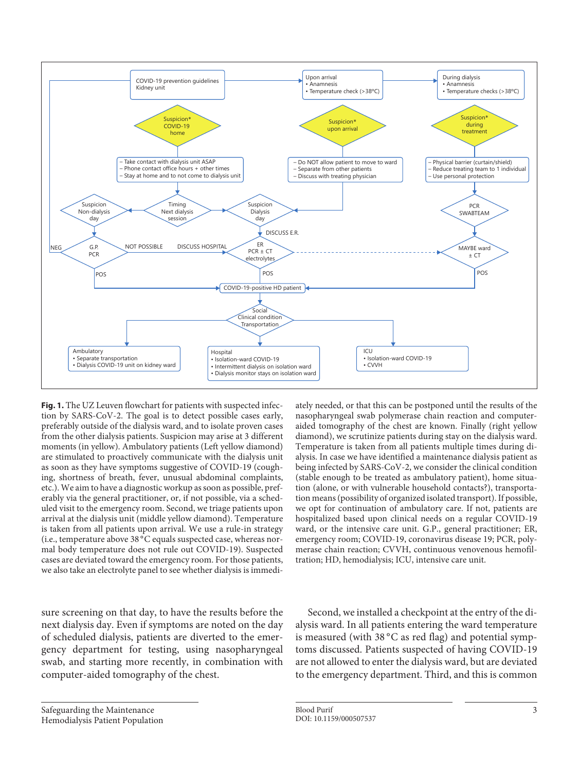**Fig. 1.** The UZ Leuven flowchart for patients with suspected infection by SARS-CoV-2. The goal is to detect possible cases early, preferably outside of the dialysis ward, and to isolate proven cases from the other dialysis patients. Suspicion may arise at 3 different moments (in yellow). Ambulatory patients (Left yellow diamond) are stimulated to proactively communicate with the dialysis unit as soon as they have symptoms suggestive of COVID-19 (coughing, shortness of breath, fever, unusual abdominal complaints, etc.). We aim to have a diagnostic workup as soon as possible, preferably via the general practitioner, or, if not possible, via a scheduled visit to the emergency room. Second, we triage patients upon arrival at the dialysis unit (middle yellow diamond). Temperature is taken from all patients upon arrival. We use a rule-in strategy (i.e., temperature above 38 °C equals suspected case, whereas normal body temperature does not rule out COVID-19). Suspected cases are deviated toward the emergency room. For those patients, we also take an electrolyte panel to see whether dialysis is immediately needed, or that this can be postponed until the results of the nasopharyngeal swab polymerase chain reaction and computer-aided tomography of the chest are known. Finally (right yellow diamond), we scrutinize patients during stay on the dialysis ward. Temperature is taken from all patients multiple times during dialysis. In case we have identified a maintenance dialysis patient as being infected by SARS-CoV-2, we consider the clinical condition (stable enough to be treated as ambulatory patient), home situation (alone, or with vulnerable household contacts?), transportation means (possibility of organized isolated transport). If possible, we opt for continuation of ambulatory care. If not, patients are hospitalized based upon clinical needs on a regular COVID-19 ward, or the intensive care unit. G.P., general practitioner; ER, emergency room; COVID-19, coronavirus disease 19; PCR, polymerase chain reaction; CVVH, continuous venovenous hemofiltration; HD, hemodialysis; ICU, intensive care unit.

sure screening on that day, to have the results before the next dialysis day. Even if symptoms are noted on the day of scheduled dialysis, patients are diverted to the emergency department for testing, using nasopharyngeal swab, and starting more recently, in combination with computer-aided tomography of the chest.

Second, we installed a checkpoint at the entry of the dialysis ward. In all patients entering the ward temperature is measured (with 38 °C as red flag) and potential symptoms discussed. Patients suspected of having COVID-19 are not allowed to enter the dialysis ward, but are deviated to the emergency department. Third, and this is common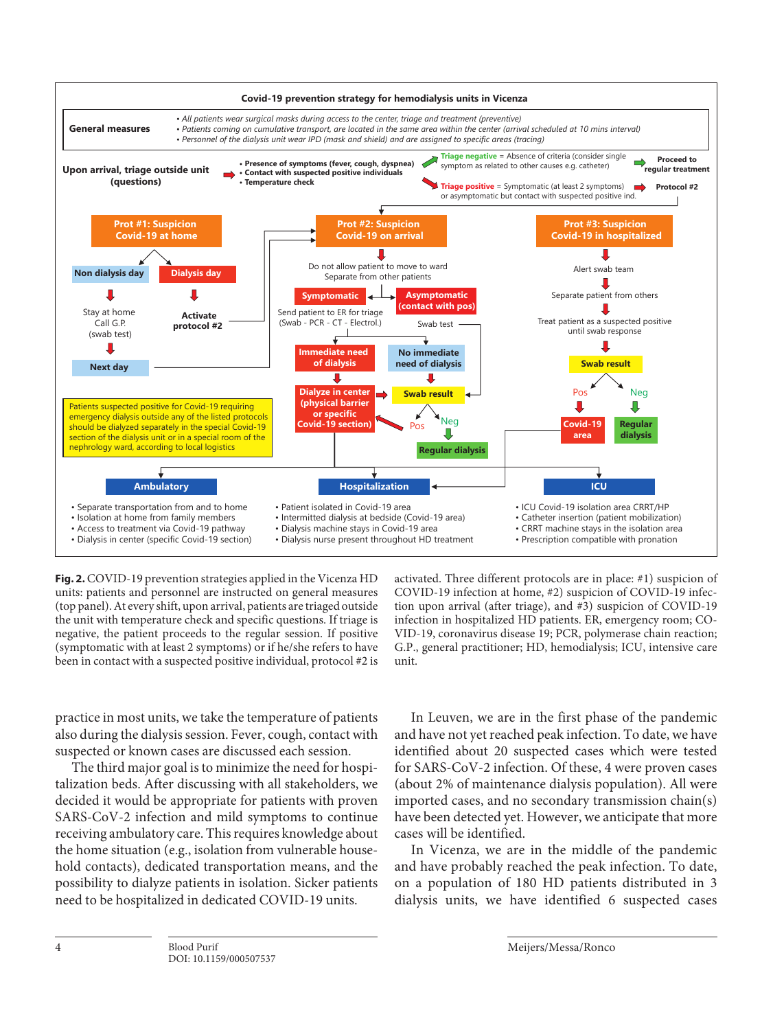**Covid-19 prevention strategy for hemodialysis units in Vicenza**

**General measures**
- *All patients wear surgical masks during access to the center, triage and treatment (preventive)*
- *Patients coming on cumulative transport, are located in the same area within the center (arrival scheduled at 10 mins interval)*
- *Personnel of the dialysis unit wear IPD (mask and shield) and are assigned to specific areas (tracing)*

**Upon arrival, triage outside unit (questions)**
- Presence of symptoms (fever, cough, dyspnea)
- Contact with suspected positive individuals
- Temperature check

Triage negative = Absence of criteria (consider single symptom as related to other causes e.g. catheter) → **Proceed to regular treatment**

Triage positive = Symptomatic (at least 2 symptoms) or asymptomatic but contact with suspected positive ind. → **Protocol #2**

**Prot #1: Suspicion Covid-19 at home**
- **Non dialysis day** → Stay at home, Call G.P. (swab test) → **Next day**
- **Dialysis day** → **Activate protocol #2**

**Prot #2: Suspicion Covid-19 on arrival**
- Do not allow patient to move to ward. Separate from other patients
- **Symptomatic**: Send patient to ER for triage (Swab - PCR - CT - Electrol.)
- **Asymptomatic (contact with pos)**: Swab test
- **Immediate need of dialysis** → **Dialyze in center (physical barrier or specific Covid-19 section)** → **Swab result**
- **No immediate need of dialysis** → **Swab result**
- Swab result: Pos → Dialyze in center; Neg → **Regular dialysis**

**Prot #3: Suspicion Covid-19 in hospitalized**
- Alert swab team
- Separate patient from others
- Treat patient as a suspected positive until swab response
- **Swab result**: Pos → **Covid-19 area**; Neg → **Regular dialysis**

Patients suspected positive for Covid-19 requiring emergency dialysis outside any of the listed protocols should be dialyzed separately in the special Covid-19 section of the dialysis unit or in a special room of the nephrology ward, according to local logistics

**Ambulatory**
- Separate transportation from and to home
- Isolation at home from family members
- Access to treatment via Covid-19 pathway
- Dialysis in center (specific Covid-19 section)

**Hospitalization**
- Patient isolated in Covid-19 area
- Intermitted dialysis at bedside (Covid-19 area)
- Dialysis machine stays in Covid-19 area
- Dialysis nurse present throughout HD treatment

**ICU**
- ICU Covid-19 isolation area CRRT/HP
- Catheter insertion (patient mobilization)
- CRRT machine stays in the isolation area
- Prescription compatible with pronation

**Fig. 2.** COVID-19 prevention strategies applied in the Vicenza HD units: patients and personnel are instructed on general measures (top panel). At every shift, upon arrival, patients are triaged outside the unit with temperature check and specific questions. If triage is negative, the patient proceeds to the regular session. If positive (symptomatic with at least 2 symptoms) or if he/she refers to have been in contact with a suspected positive individual, protocol #2 is activated. Three different protocols are in place: #1) suspicion of COVID-19 infection at home, #2) suspicion of COVID-19 infection upon arrival (after triage), and #3) suspicion of COVID-19 infection in hospitalized HD patients. ER, emergency room; COVID-19, coronavirus disease 19; PCR, polymerase chain reaction; G.P., general practitioner; HD, hemodialysis; ICU, intensive care unit.

practice in most units, we take the temperature of patients also during the dialysis session. Fever, cough, contact with suspected or known cases are discussed each session.

The third major goal is to minimize the need for hospitalization beds. After discussing with all stakeholders, we decided it would be appropriate for patients with proven SARS-CoV-2 infection and mild symptoms to continue receiving ambulatory care. This requires knowledge about the home situation (e.g., isolation from vulnerable household contacts), dedicated transportation means, and the possibility to dialyze patients in isolation. Sicker patients need to be hospitalized in dedicated COVID-19 units.

In Leuven, we are in the first phase of the pandemic and have not yet reached peak infection. To date, we have identified about 20 suspected cases which were tested for SARS-CoV-2 infection. Of these, 4 were proven cases (about 2% of maintenance dialysis population). All were imported cases, and no secondary transmission chain(s) have been detected yet. However, we anticipate that more cases will be identified.

In Vicenza, we are in the middle of the pandemic and have probably reached the peak infection. To date, on a population of 180 HD patients distributed in 3 dialysis units, we have identified 6 suspected cases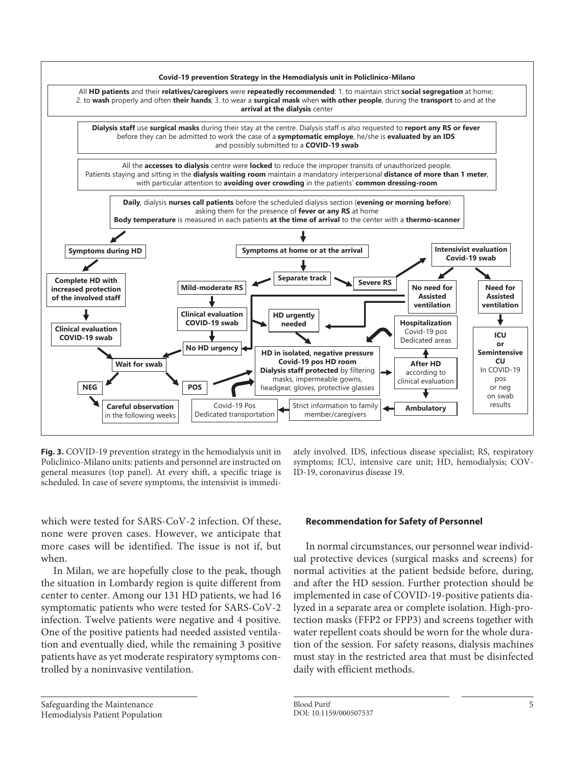**Covid-19 prevention Strategy in the Hemodialysis unit in Policlinico-Milano**

All **HD patients** and their **relatives/caregivers** were **repeatedly recommended**: 1. to maintain strict **social segregation** at home; 2. to **wash** properly and often **their hands**; 3. to wear a **surgical mask** when **with other people**, during the **transport** to and at the **arrival at the dialysis** center

**Dialysis staff** use **surgical masks** during their stay at the centre. Dialysis staff is also requested to **report any RS or fever** before they can be admitted to work the case of a **symptomatic employe**, he/she is **evaluated by an IDS** and possibly submitted to a **COVID-19 swab**

All the **accesses to dialysis** centre were **locked** to reduce the improper transits of unauthorized people. Patients staying and sitting in the **dialysis waiting room** maintain a mandatory interpersonal **distance of more than 1 meter**, with particular attention to **avoiding over crowding** in the patients' **common dressing-room**

**Daily**, dialysis **nurses call patients** before the scheduled dialysis section (**evening or morning before**) asking them for the presence of **fever or any RS** at home
**Body temperature** is measured in each patients **at the time of arrival** to the center with a **thermo-scanner**

- **Symptoms during HD** → **Complete HD with increased protection of the involved staff** → **Clinical evaluation COVID-19 swab** → **Wait for swab**
- **Symptoms at home or at the arrival** → **Separate track**
  - **Mild-moderate RS** → **Clinical evaluation COVID-19 swab** → **No HD urgency** → **Wait for swab**; **HD urgently needed** → **HD in isolated, negative pressure Covid-19 pos HD room**
  - **Severe RS** → **Intensivist evaluation Covid-19 swab**
    - **No need for Assisted ventilation** → **Hospitalization** Covid-19 pos Dedicated areas
    - **Need for Assisted ventilation** → **ICU or Semintensive CU** In COVID-19 pos or neg on swab results
- **Wait for swab** → **NEG** → **Careful observation** in the following weeks; **POS** → **HD in isolated, negative pressure Covid-19 pos HD room**
- **HD in isolated, negative pressure Covid-19 pos HD room** **Dialysis staff protected** by filtering masks, impermeable gowns, headgear, gloves, protective glasses → **After HD** according to clinical evaluation → **Hospitalization** or **Ambulatory** → Strict information to family member/caregivers → Covid-19 Pos Dedicated transportation

**Fig. 3.** COVID-19 prevention strategy in the hemodialysis unit in Policlinico-Milano units: patients and personnel are instructed on general measures (top panel). At every shift, a specific triage is scheduled. In case of severe symptoms, the intensivist is immediately involved. IDS, infectious disease specialist; RS, respiratory symptoms; ICU, intensive care unit; HD, hemodialysis; COVID-19, coronavirus disease 19.

which were tested for SARS-CoV-2 infection. Of these, none were proven cases. However, we anticipate that more cases will be identified. The issue is not if, but when.

In Milan, we are hopefully close to the peak, though the situation in Lombardy region is quite different from center to center. Among our 131 HD patients, we had 16 symptomatic patients who were tested for SARS-CoV-2 infection. Twelve patients were negative and 4 positive. One of the positive patients had needed assisted ventilation and eventually died, while the remaining 3 positive patients have as yet moderate respiratory symptoms controlled by a noninvasive ventilation.

### Recommendation for Safety of Personnel

In normal circumstances, our personnel wear individual protective devices (surgical masks and screens) for normal activities at the patient bedside before, during, and after the HD session. Further protection should be implemented in case of COVID-19-positive patients dialyzed in a separate area or complete isolation. High-protection masks (FFP2 or FPP3) and screens together with water repellent coats should be worn for the whole duration of the session. For safety reasons, dialysis machines must stay in the restricted area that must be disinfected daily with efficient methods.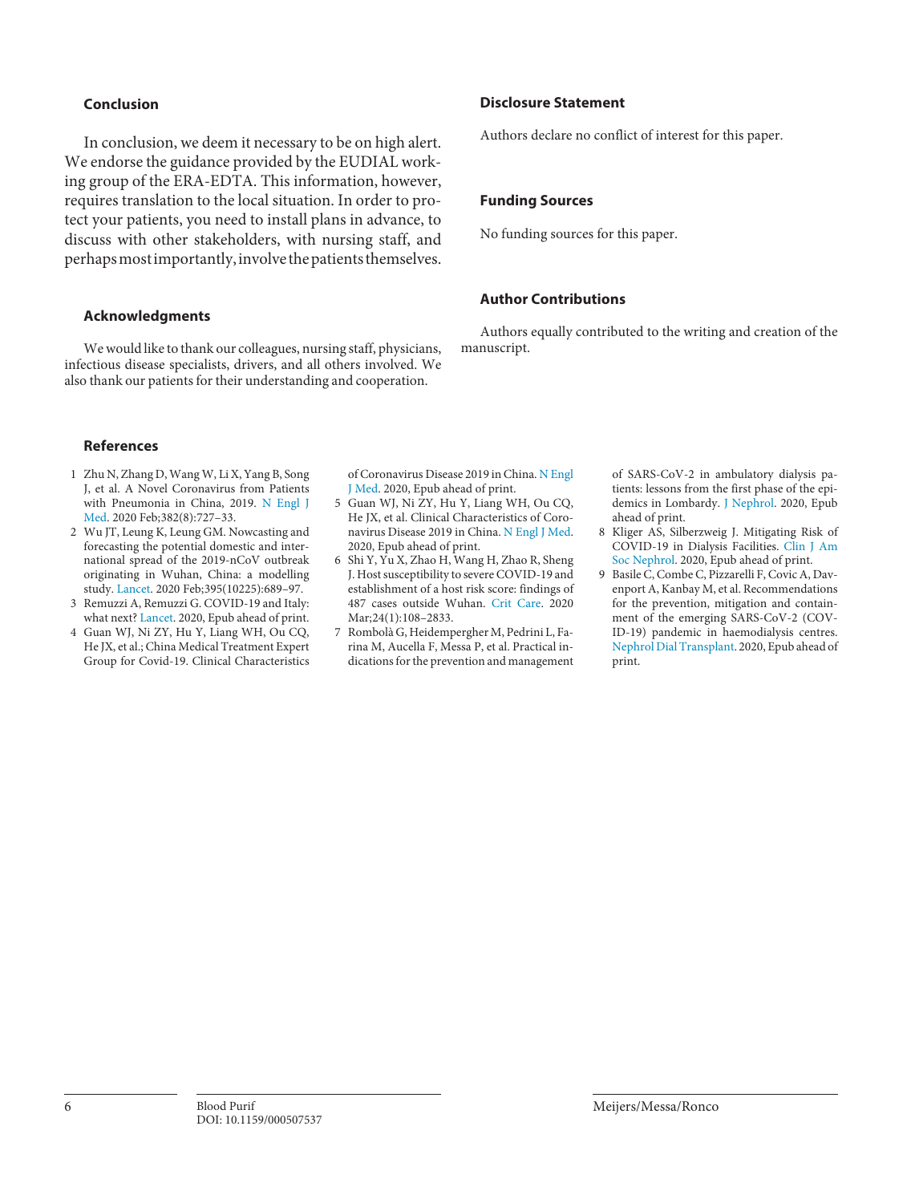## Conclusion

In conclusion, we deem it necessary to be on high alert. We endorse the guidance provided by the EUDIAL working group of the ERA-EDTA. This information, however, requires translation to the local situation. In order to protect your patients, you need to install plans in advance, to discuss with other stakeholders, with nursing staff, and perhaps most importantly, involve the patients themselves.

## Acknowledgments

We would like to thank our colleagues, nursing staff, physicians, infectious disease specialists, drivers, and all others involved. We also thank our patients for their understanding and cooperation.

## Disclosure Statement

Authors declare no conflict of interest for this paper.

## Funding Sources

No funding sources for this paper.

## Author Contributions

Authors equally contributed to the writing and creation of the manuscript.

## References

1. Zhu N, Zhang D, Wang W, Li X, Yang B, Song J, et al. A Novel Coronavirus from Patients with Pneumonia in China, 2019. N Engl J Med. 2020 Feb;382(8):727–33.
2. Wu JT, Leung K, Leung GM. Nowcasting and forecasting the potential domestic and international spread of the 2019-nCoV outbreak originating in Wuhan, China: a modelling study. Lancet. 2020 Feb;395(10225):689–97.
3. Remuzzi A, Remuzzi G. COVID-19 and Italy: what next? Lancet. 2020, Epub ahead of print.
4. Guan WJ, Ni ZY, Hu Y, Liang WH, Ou CQ, He JX, et al.; China Medical Treatment Expert Group for Covid-19. Clinical Characteristics of Coronavirus Disease 2019 in China. N Engl J Med. 2020, Epub ahead of print.
5. Guan WJ, Ni ZY, Hu Y, Liang WH, Ou CQ, He JX, et al. Clinical Characteristics of Coronavirus Disease 2019 in China. N Engl J Med. 2020, Epub ahead of print.
6. Shi Y, Yu X, Zhao H, Wang H, Zhao R, Sheng J. Host susceptibility to severe COVID-19 and establishment of a host risk score: findings of 487 cases outside Wuhan. Crit Care. 2020 Mar;24(1):108–2833.
7. Rombolà G, Heidempergher M, Pedrini L, Farina M, Aucella F, Messa P, et al. Practical indications for the prevention and management of SARS-CoV-2 in ambulatory dialysis patients: lessons from the first phase of the epidemics in Lombardy. J Nephrol. 2020, Epub ahead of print.
8. Kliger AS, Silberzweig J. Mitigating Risk of COVID-19 in Dialysis Facilities. Clin J Am Soc Nephrol. 2020, Epub ahead of print.
9. Basile C, Combe C, Pizzarelli F, Covic A, Davenport A, Kanbay M, et al. Recommendations for the prevention, mitigation and containment of the emerging SARS-CoV-2 (COVID-19) pandemic in haemodialysis centres. Nephrol Dial Transplant. 2020, Epub ahead of print.